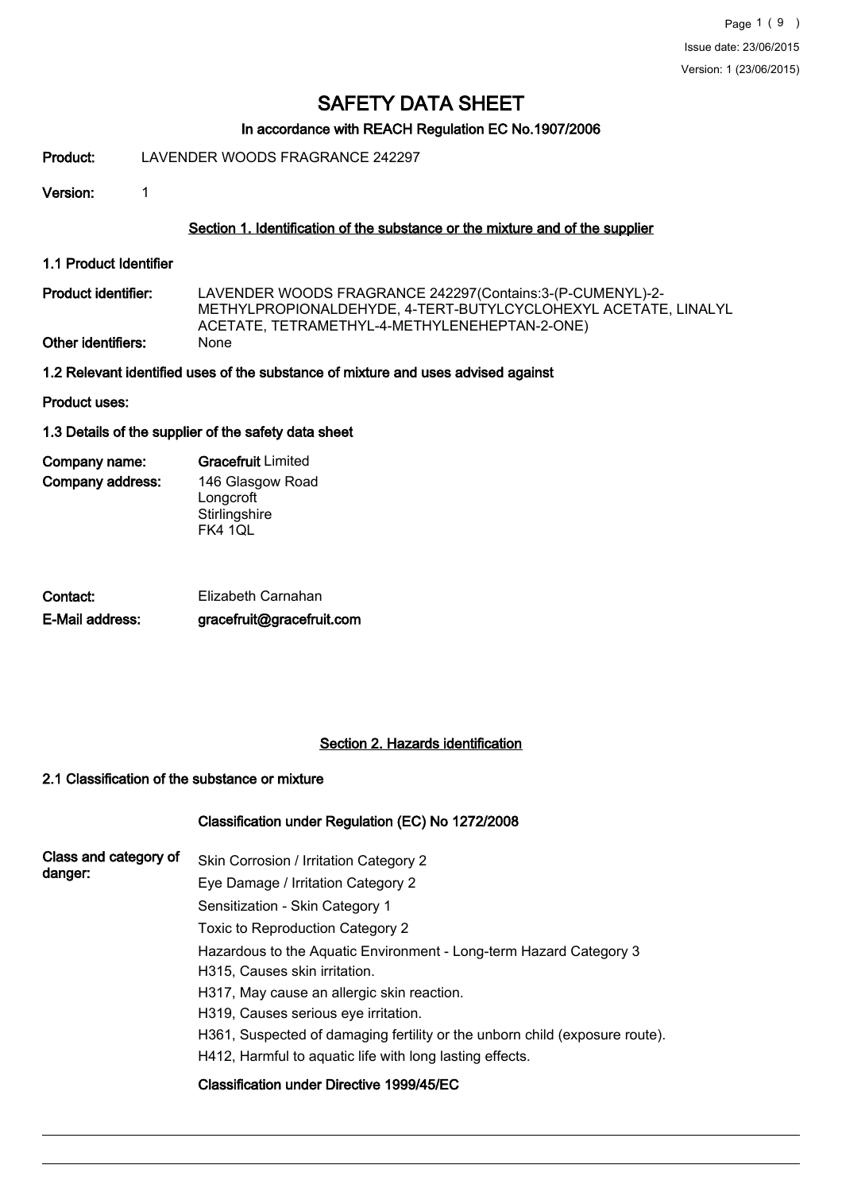# SAFETY DATA SHEET

### In accordance with REACH Regulation EC No.1907/2006

**Product:** LAVENDER WOODS FRAGRANCE 242297

**Version:** 1

## Section 1. Identification of the substance or the mixture and of the supplier

### 1.1 Product Identifier

**Product identifier:** LAVENDER WOODS FRAGRANCE 242297(Contains:3-(P-CUMENYL)-2-METHYLPROPIONALDEHYDE, 4-TERT-BUTYLCYCLOHEXYL ACETATE, LINALYL ACETATE, TETRAMETHYL-4-METHYLENEHEPTAN-2-ONE)

**Other identifiers:** None

### 1.2 Relevant identified uses of the substance of mixture and uses advised against

**Product uses:**

### 1.3 Details of the supplier of the safety data sheet

**Company name:** **Gracefruit** Limited

**Company address:** 146 Glasgow Road
Longcroft
Stirlingshire
FK4 1QL

**Contact:** Elizabeth Carnahan

**E-Mail address:** **gracefruit@gracefruit.com**

## Section 2. Hazards identification

### 2.1 Classification of the substance or mixture

**Classification under Regulation (EC) No 1272/2008**

**Class and category of danger:**

Skin Corrosion / Irritation Category 2

Eye Damage / Irritation Category 2

Sensitization - Skin Category 1

Toxic to Reproduction Category 2

Hazardous to the Aquatic Environment - Long-term Hazard Category 3

H315, Causes skin irritation.

H317, May cause an allergic skin reaction.

H319, Causes serious eye irritation.

H361, Suspected of damaging fertility or the unborn child (exposure route).

H412, Harmful to aquatic life with long lasting effects.

**Classification under Directive 1999/45/EC**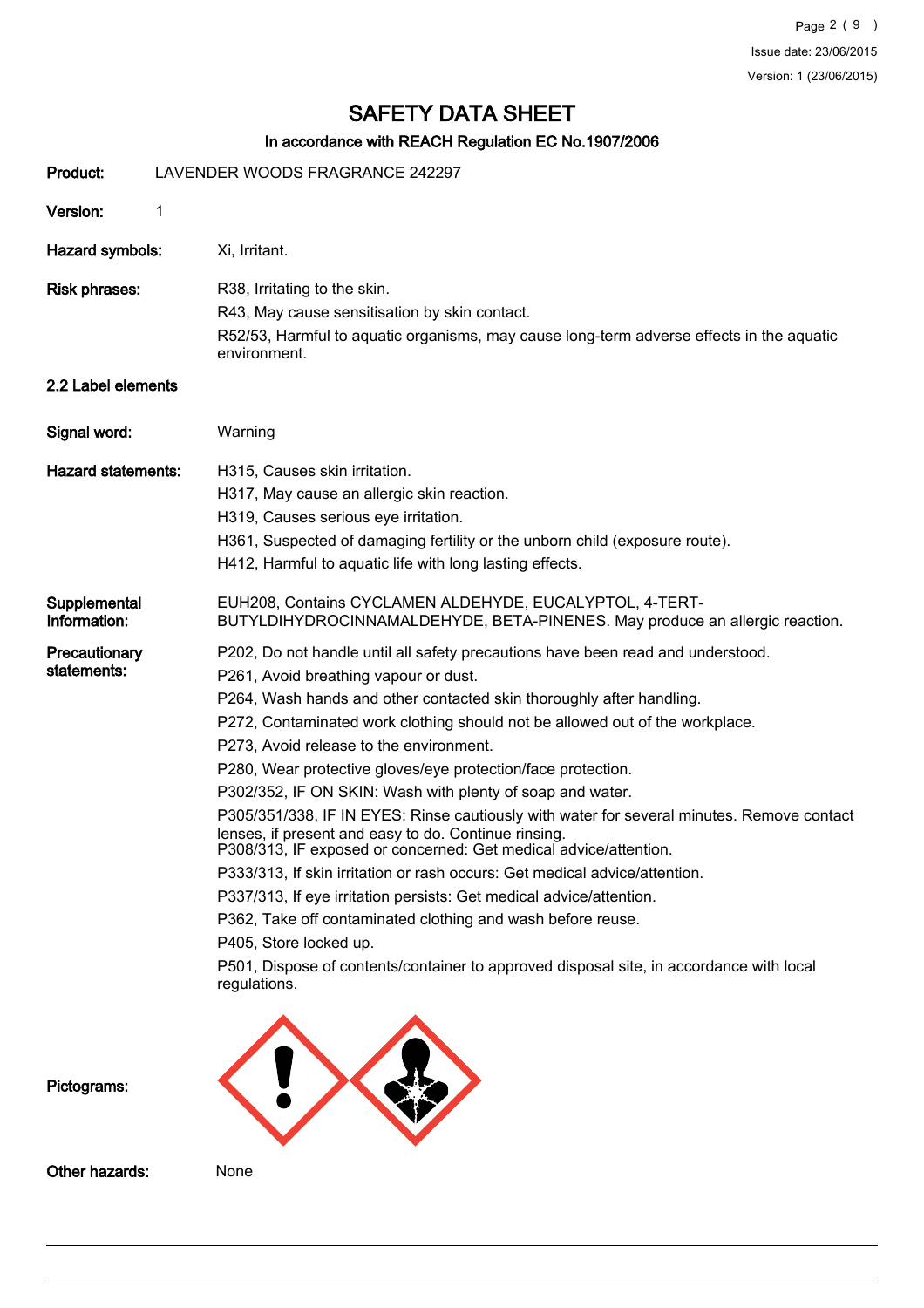# SAFETY DATA SHEET

## In accordance with REACH Regulation EC No.1907/2006

**Product:** LAVENDER WOODS FRAGRANCE 242297

**Version:** 1

**Hazard symbols:** Xi, Irritant.

**Risk phrases:**
R38, Irritating to the skin.
R43, May cause sensitisation by skin contact.
R52/53, Harmful to aquatic organisms, may cause long-term adverse effects in the aquatic environment.

### 2.2 Label elements

**Signal word:** Warning

**Hazard statements:**
H315, Causes skin irritation.
H317, May cause an allergic skin reaction.
H319, Causes serious eye irritation.
H361, Suspected of damaging fertility or the unborn child (exposure route).
H412, Harmful to aquatic life with long lasting effects.

**Supplemental Information:** EUH208, Contains CYCLAMEN ALDEHYDE, EUCALYPTOL, 4-TERT-BUTYLDIHYDROCINNAMALDEHYDE, BETA-PINENES. May produce an allergic reaction.

**Precautionary statements:**
P202, Do not handle until all safety precautions have been read and understood.
P261, Avoid breathing vapour or dust.
P264, Wash hands and other contacted skin thoroughly after handling.
P272, Contaminated work clothing should not be allowed out of the workplace.
P273, Avoid release to the environment.
P280, Wear protective gloves/eye protection/face protection.
P302/352, IF ON SKIN: Wash with plenty of soap and water.
P305/351/338, IF IN EYES: Rinse cautiously with water for several minutes. Remove contact lenses, if present and easy to do. Continue rinsing.
P308/313, IF exposed or concerned: Get medical advice/attention.
P333/313, If skin irritation or rash occurs: Get medical advice/attention.
P337/313, If eye irritation persists: Get medical advice/attention.
P362, Take off contaminated clothing and wash before reuse.
P405, Store locked up.
P501, Dispose of contents/container to approved disposal site, in accordance with local regulations.

**Pictograms:**

**Other hazards:** None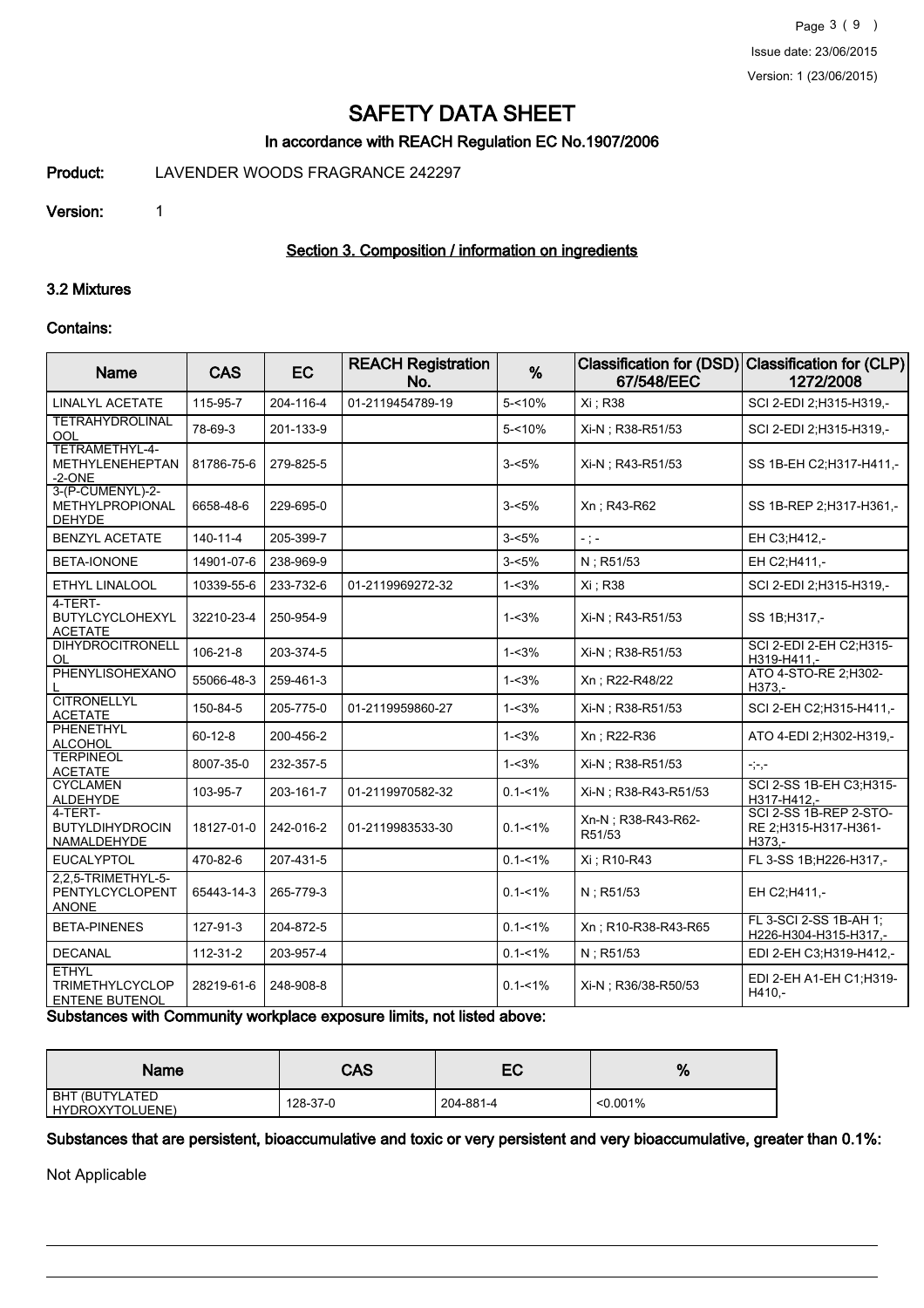# SAFETY DATA SHEET

## In accordance with REACH Regulation EC No.1907/2006

**Product:** LAVENDER WOODS FRAGRANCE 242297

**Version:** 1

### Section 3. Composition / information on ingredients

### 3.2 Mixtures

**Contains:**

| Name | CAS | EC | REACH Registration No. | % | Classification for (DSD) 67/548/EEC | Classification for (CLP) 1272/2008 |
|---|---|---|---|---|---|---|
| LINALYL ACETATE | 115-95-7 | 204-116-4 | 01-2119454789-19 | 5-<10% | Xi ; R38 | SCI 2-EDI 2;H315-H319,- |
| TETRAHYDROLINALOOL | 78-69-3 | 201-133-9 | | 5-<10% | Xi-N ; R38-R51/53 | SCI 2-EDI 2;H315-H319,- |
| TETRAMETHYL-4-METHYLENEHEPTAN-2-ONE | 81786-75-6 | 279-825-5 | | 3-<5% | Xi-N ; R43-R51/53 | SS 1B-EH C2;H317-H411,- |
| 3-(P-CUMENYL)-2-METHYLPROPIONALDEHYDE | 6658-48-6 | 229-695-0 | | 3-<5% | Xn ; R43-R62 | SS 1B-REP 2;H317-H361,- |
| BENZYL ACETATE | 140-11-4 | 205-399-7 | | 3-<5% | - ; - | EH C3;H412,- |
| BETA-IONONE | 14901-07-6 | 238-969-9 | | 3-<5% | N ; R51/53 | EH C2;H411,- |
| ETHYL LINALOOL | 10339-55-6 | 233-732-6 | 01-2119969272-32 | 1-<3% | Xi ; R38 | SCI 2-EDI 2;H315-H319,- |
| 4-TERT-BUTYLCYCLOHEXYL ACETATE | 32210-23-4 | 250-954-9 | | 1-<3% | Xi-N ; R43-R51/53 | SS 1B;H317,- |
| DIHYDROCITRONELLOL | 106-21-8 | 203-374-5 | | 1-<3% | Xi-N ; R38-R51/53 | SCI 2-EDI 2-EH C2;H315-H319-H411,- |
| PHENYLISOHEXANOL | 55066-48-3 | 259-461-3 | | 1-<3% | Xn ; R22-R48/22 | ATO 4-STO-RE 2;H302-H373,- |
| CITRONELLYL ACETATE | 150-84-5 | 205-775-0 | 01-2119959860-27 | 1-<3% | Xi-N ; R38-R51/53 | SCI 2-EH C2;H315-H411,- |
| PHENETHYL ALCOHOL | 60-12-8 | 200-456-2 | | 1-<3% | Xn ; R22-R36 | ATO 4-EDI 2;H302-H319,- |
| TERPINEOL ACETATE | 8007-35-0 | 232-357-5 | | 1-<3% | Xi-N ; R38-R51/53 | -;-,- |
| CYCLAMEN ALDEHYDE | 103-95-7 | 203-161-7 | 01-2119970582-32 | 0.1-<1% | Xi-N ; R38-R43-R51/53 | SCI 2-SS 1B-EH C3;H315-H317-H412,- |
| 4-TERT-BUTYLDIHYDROCINNAMALDEHYDE | 18127-01-0 | 242-016-2 | 01-2119983533-30 | 0.1-<1% | Xn-N ; R38-R43-R62-R51/53 | SCI 2-SS 1B-REP 2-STO-RE 2;H315-H317-H361-H373,- |
| EUCALYPTOL | 470-82-6 | 207-431-5 | | 0.1-<1% | Xi ; R10-R43 | FL 3-SS 1B;H226-H317,- |
| 2,2,5-TRIMETHYL-5-PENTYLCYCLOPENTANONE | 65443-14-3 | 265-779-3 | | 0.1-<1% | N ; R51/53 | EH C2;H411,- |
| BETA-PINENES | 127-91-3 | 204-872-5 | | 0.1-<1% | Xn ; R10-R38-R43-R65 | FL 3-SCI 2-SS 1B-AH 1; H226-H304-H315-H317,- |
| DECANAL | 112-31-2 | 203-957-4 | | 0.1-<1% | N ; R51/53 | EDI 2-EH C3;H319-H412,- |
| ETHYL TRIMETHYLCYCLOPENTENE BUTENOL | 28219-61-6 | 248-908-8 | | 0.1-<1% | Xi-N ; R36/38-R50/53 | EDI 2-EH A1-EH C1;H319-H410,- |

**Substances with Community workplace exposure limits, not listed above:**

| Name | CAS | EC | % |
|---|---|---|---|
| BHT (BUTYLATED HYDROXYTOLUENE) | 128-37-0 | 204-881-4 | <0.001% |

**Substances that are persistent, bioaccumulative and toxic or very persistent and very bioaccumulative, greater than 0.1%:**

Not Applicable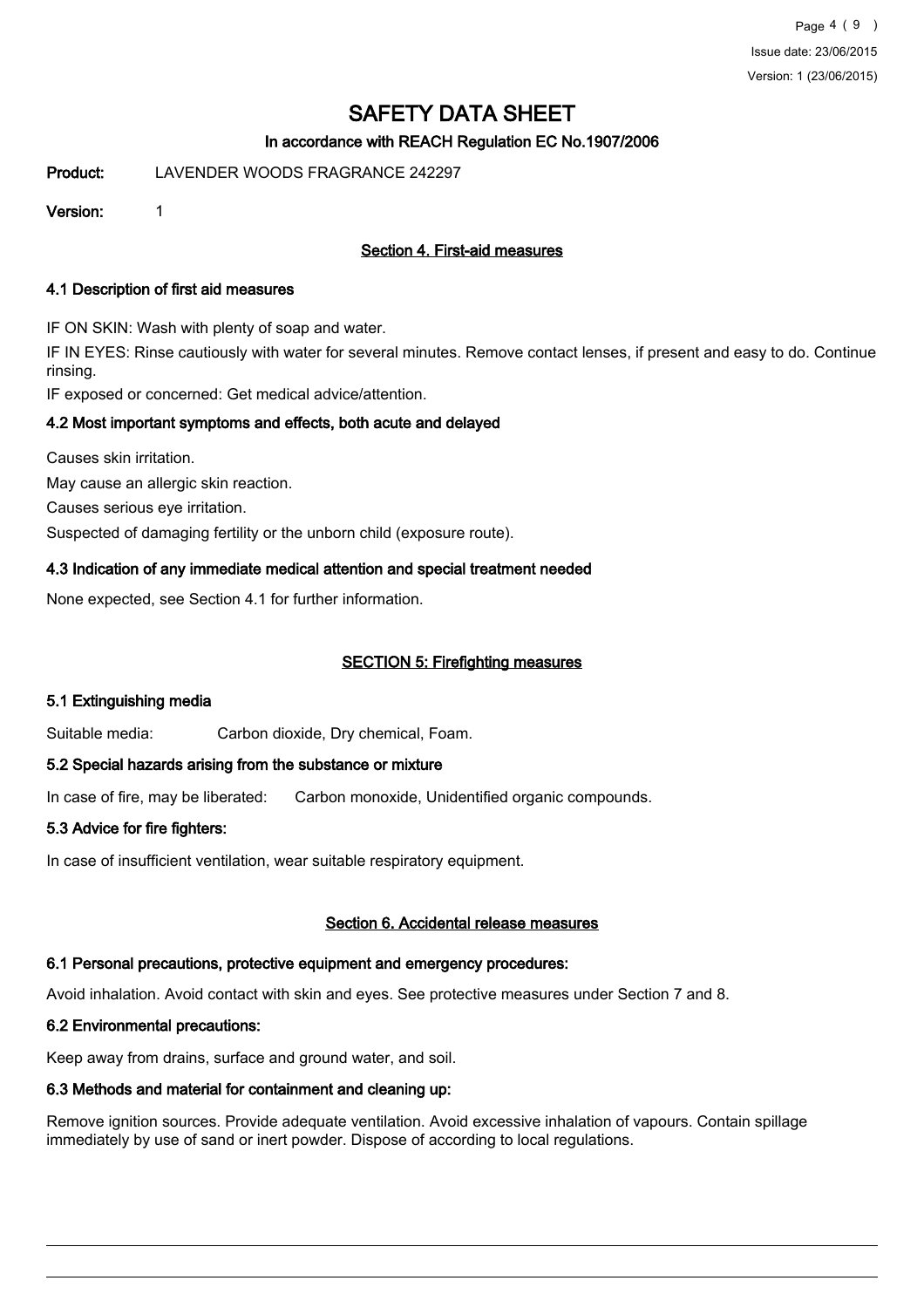# SAFETY DATA SHEET

**In accordance with REACH Regulation EC No.1907/2006**

**Product:** LAVENDER WOODS FRAGRANCE 242297

**Version:** 1

## Section 4. First-aid measures

### 4.1 Description of first aid measures

IF ON SKIN: Wash with plenty of soap and water.

IF IN EYES: Rinse cautiously with water for several minutes. Remove contact lenses, if present and easy to do. Continue rinsing.

IF exposed or concerned: Get medical advice/attention.

### 4.2 Most important symptoms and effects, both acute and delayed

Causes skin irritation.

May cause an allergic skin reaction.

Causes serious eye irritation.

Suspected of damaging fertility or the unborn child (exposure route).

### 4.3 Indication of any immediate medical attention and special treatment needed

None expected, see Section 4.1 for further information.

## SECTION 5: Firefighting measures

### 5.1 Extinguishing media

Suitable media: Carbon dioxide, Dry chemical, Foam.

### 5.2 Special hazards arising from the substance or mixture

In case of fire, may be liberated: Carbon monoxide, Unidentified organic compounds.

### 5.3 Advice for fire fighters:

In case of insufficient ventilation, wear suitable respiratory equipment.

## Section 6. Accidental release measures

### 6.1 Personal precautions, protective equipment and emergency procedures:

Avoid inhalation. Avoid contact with skin and eyes. See protective measures under Section 7 and 8.

### 6.2 Environmental precautions:

Keep away from drains, surface and ground water, and soil.

### 6.3 Methods and material for containment and cleaning up:

Remove ignition sources. Provide adequate ventilation. Avoid excessive inhalation of vapours. Contain spillage immediately by use of sand or inert powder. Dispose of according to local regulations.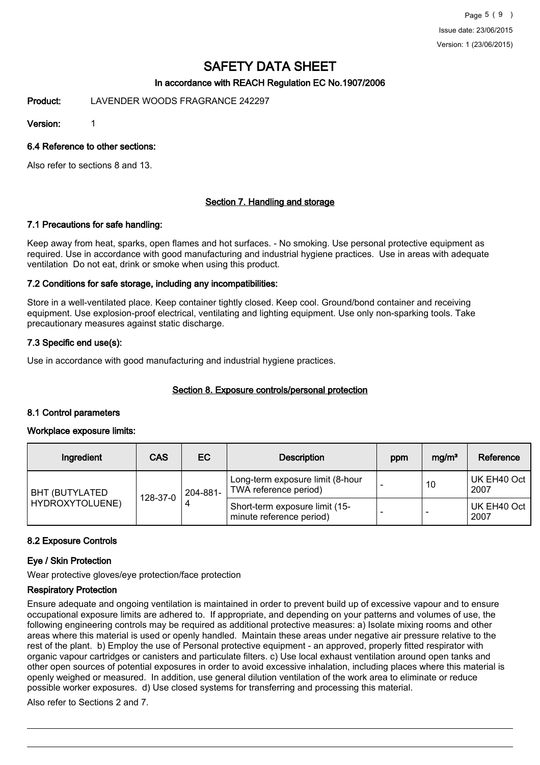# SAFETY DATA SHEET

## In accordance with REACH Regulation EC No.1907/2006

**Product:** LAVENDER WOODS FRAGRANCE 242297

**Version:** 1

### 6.4 Reference to other sections:

Also refer to sections 8 and 13.

## Section 7. Handling and storage

### 7.1 Precautions for safe handling:

Keep away from heat, sparks, open flames and hot surfaces. - No smoking. Use personal protective equipment as required. Use in accordance with good manufacturing and industrial hygiene practices. Use in areas with adequate ventilation Do not eat, drink or smoke when using this product.

### 7.2 Conditions for safe storage, including any incompatibilities:

Store in a well-ventilated place. Keep container tightly closed. Keep cool. Ground/bond container and receiving equipment. Use explosion-proof electrical, ventilating and lighting equipment. Use only non-sparking tools. Take precautionary measures against static discharge.

### 7.3 Specific end use(s):

Use in accordance with good manufacturing and industrial hygiene practices.

## Section 8. Exposure controls/personal protection

### 8.1 Control parameters

#### Workplace exposure limits:

| Ingredient | CAS | EC | Description | ppm | mg/m³ | Reference |
|---|---|---|---|---|---|---|
| BHT (BUTYLATED HYDROXYTOLUENE) | 128-37-0 | 204-881-4 | Long-term exposure limit (8-hour TWA reference period) | - | 10 | UK EH40 Oct 2007 |
| | | | Short-term exposure limit (15-minute reference period) | - | - | UK EH40 Oct 2007 |

### 8.2 Exposure Controls

#### Eye / Skin Protection

Wear protective gloves/eye protection/face protection

#### Respiratory Protection

Ensure adequate and ongoing ventilation is maintained in order to prevent build up of excessive vapour and to ensure occupational exposure limits are adhered to. If appropriate, and depending on your patterns and volumes of use, the following engineering controls may be required as additional protective measures: a) Isolate mixing rooms and other areas where this material is used or openly handled. Maintain these areas under negative air pressure relative to the rest of the plant. b) Employ the use of Personal protective equipment - an approved, properly fitted respirator with organic vapour cartridges or canisters and particulate filters. c) Use local exhaust ventilation around open tanks and other open sources of potential exposures in order to avoid excessive inhalation, including places where this material is openly weighed or measured. In addition, use general dilution ventilation of the work area to eliminate or reduce possible worker exposures. d) Use closed systems for transferring and processing this material.

Also refer to Sections 2 and 7.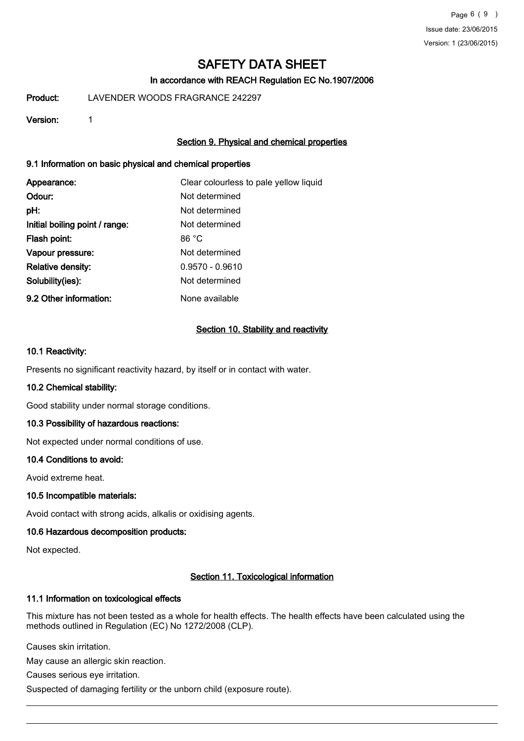# SAFETY DATA SHEET

**In accordance with REACH Regulation EC No.1907/2006**

**Product:** LAVENDER WOODS FRAGRANCE 242297

**Version:** 1

## Section 9. Physical and chemical properties

### 9.1 Information on basic physical and chemical properties

| | |
|---|---|
| **Appearance:** | Clear colourless to pale yellow liquid |
| **Odour:** | Not determined |
| **pH:** | Not determined |
| **Initial boiling point / range:** | Not determined |
| **Flash point:** | 86 °C |
| **Vapour pressure:** | Not determined |
| **Relative density:** | 0.9570 - 0.9610 |
| **Solubility(ies):** | Not determined |
| **9.2 Other information:** | None available |

## Section 10. Stability and reactivity

### 10.1 Reactivity:

Presents no significant reactivity hazard, by itself or in contact with water.

### 10.2 Chemical stability:

Good stability under normal storage conditions.

### 10.3 Possibility of hazardous reactions:

Not expected under normal conditions of use.

### 10.4 Conditions to avoid:

Avoid extreme heat.

### 10.5 Incompatible materials:

Avoid contact with strong acids, alkalis or oxidising agents.

### 10.6 Hazardous decomposition products:

Not expected.

## Section 11. Toxicological information

### 11.1 Information on toxicological effects

This mixture has not been tested as a whole for health effects. The health effects have been calculated using the methods outlined in Regulation (EC) No 1272/2008 (CLP).

Causes skin irritation.

May cause an allergic skin reaction.

Causes serious eye irritation.

Suspected of damaging fertility or the unborn child (exposure route).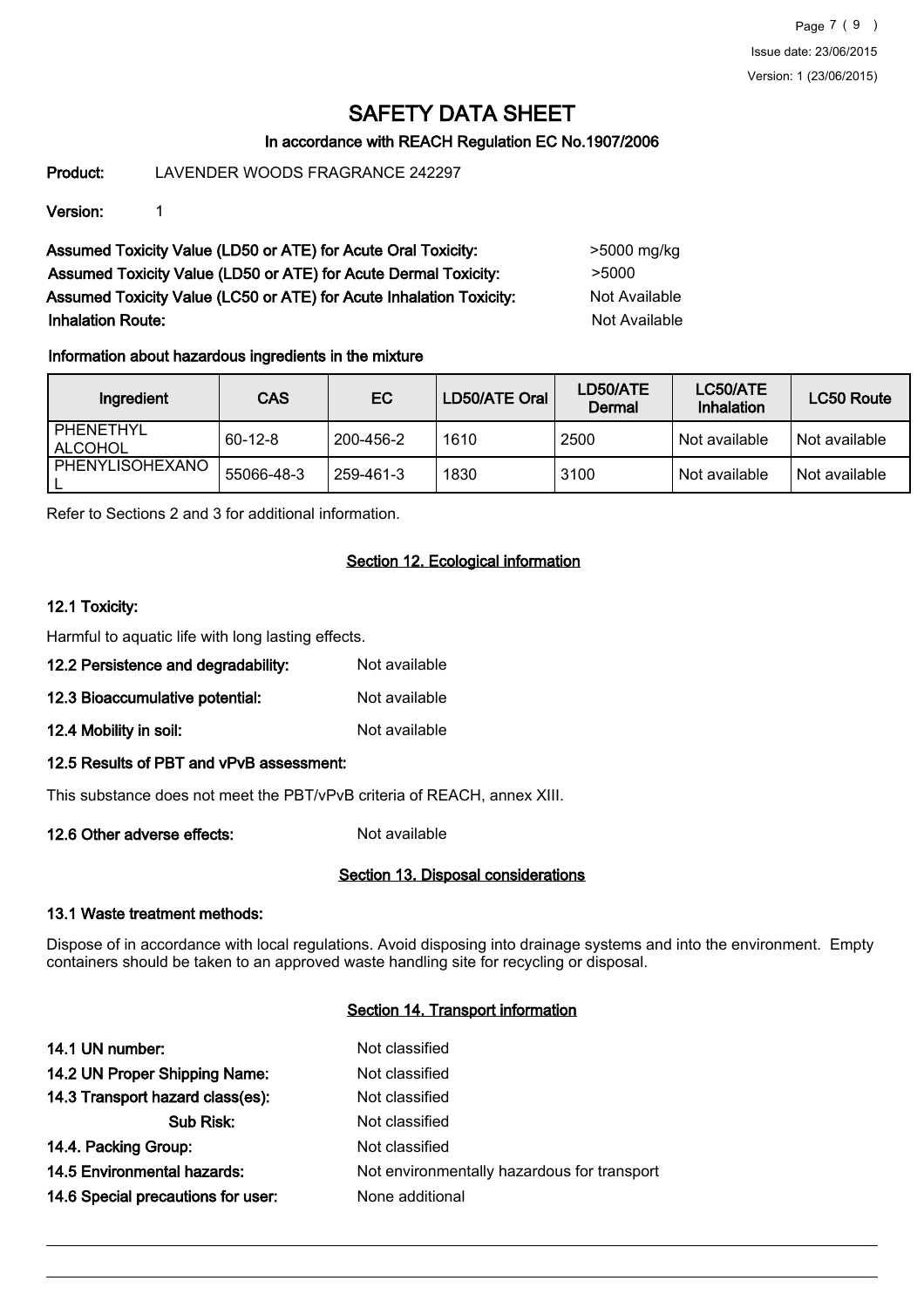# SAFETY DATA SHEET

### In accordance with REACH Regulation EC No.1907/2006

**Product:** LAVENDER WOODS FRAGRANCE 242297

**Version:** 1

**Assumed Toxicity Value (LD50 or ATE) for Acute Oral Toxicity:** >5000 mg/kg

**Assumed Toxicity Value (LD50 or ATE) for Acute Dermal Toxicity:** >5000

**Assumed Toxicity Value (LC50 or ATE) for Acute Inhalation Toxicity:** Not Available

**Inhalation Route:** Not Available

**Information about hazardous ingredients in the mixture**

| Ingredient | CAS | EC | LD50/ATE Oral | LD50/ATE Dermal | LC50/ATE Inhalation | LC50 Route |
|---|---|---|---|---|---|---|
| PHENETHYL ALCOHOL | 60-12-8 | 200-456-2 | 1610 | 2500 | Not available | Not available |
| PHENYLISOHEXANOL | 55066-48-3 | 259-461-3 | 1830 | 3100 | Not available | Not available |

Refer to Sections 2 and 3 for additional information.

## Section 12. Ecological information

### 12.1 Toxicity:

Harmful to aquatic life with long lasting effects.

**12.2 Persistence and degradability:** Not available

**12.3 Bioaccumulative potential:** Not available

**12.4 Mobility in soil:** Not available

### 12.5 Results of PBT and vPvB assessment:

This substance does not meet the PBT/vPvB criteria of REACH, annex XIII.

**12.6 Other adverse effects:** Not available

## Section 13. Disposal considerations

### 13.1 Waste treatment methods:

Dispose of in accordance with local regulations. Avoid disposing into drainage systems and into the environment. Empty containers should be taken to an approved waste handling site for recycling or disposal.

## Section 14. Transport information

**14.1 UN number:** Not classified

**14.2 UN Proper Shipping Name:** Not classified

**14.3 Transport hazard class(es):** Not classified

**Sub Risk:** Not classified

**14.4. Packing Group:** Not classified

**14.5 Environmental hazards:** Not environmentally hazardous for transport

**14.6 Special precautions for user:** None additional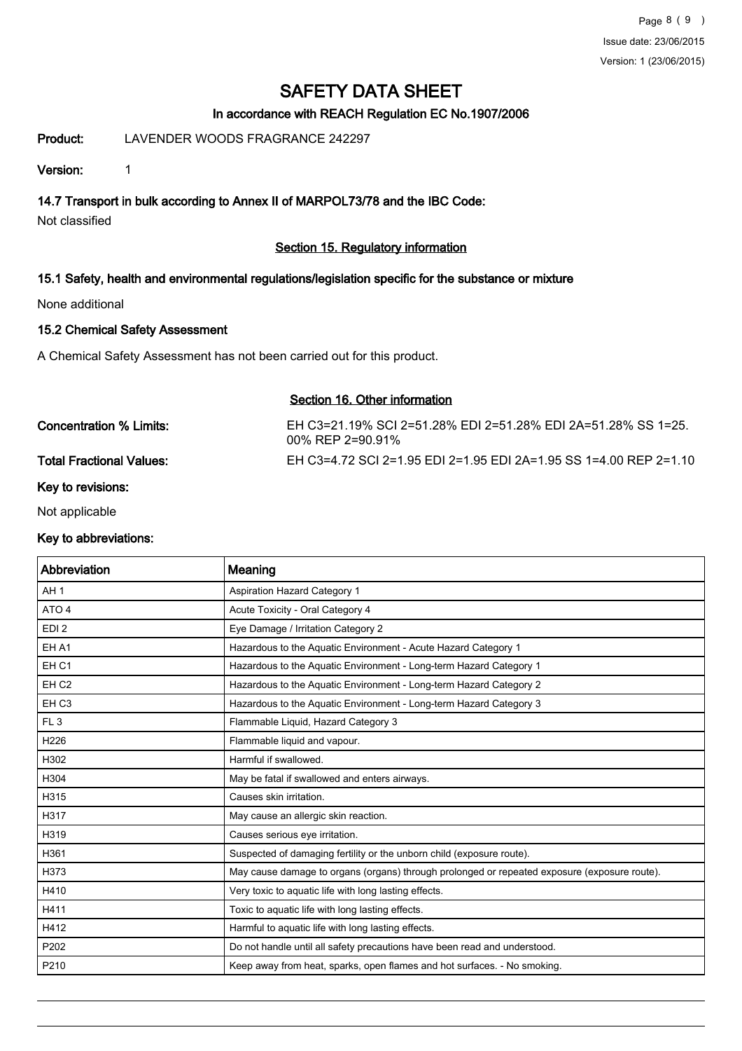# SAFETY DATA SHEET

### In accordance with REACH Regulation EC No.1907/2006

**Product:** LAVENDER WOODS FRAGRANCE 242297

**Version:** 1

### 14.7 Transport in bulk according to Annex II of MARPOL73/78 and the IBC Code:

Not classified

## Section 15. Regulatory information

### 15.1 Safety, health and environmental regulations/legislation specific for the substance or mixture

None additional

### 15.2 Chemical Safety Assessment

A Chemical Safety Assessment has not been carried out for this product.

## Section 16. Other information

**Concentration % Limits:** EH C3=21.19% SCI 2=51.28% EDI 2=51.28% EDI 2A=51.28% SS 1=25.00% REP 2=90.91%

**Total Fractional Values:** EH C3=4.72 SCI 2=1.95 EDI 2=1.95 EDI 2A=1.95 SS 1=4.00 REP 2=1.10

### Key to revisions:

Not applicable

### Key to abbreviations:

| Abbreviation | Meaning |
|---|---|
| AH 1 | Aspiration Hazard Category 1 |
| ATO 4 | Acute Toxicity - Oral Category 4 |
| EDI 2 | Eye Damage / Irritation Category 2 |
| EH A1 | Hazardous to the Aquatic Environment - Acute Hazard Category 1 |
| EH C1 | Hazardous to the Aquatic Environment - Long-term Hazard Category 1 |
| EH C2 | Hazardous to the Aquatic Environment - Long-term Hazard Category 2 |
| EH C3 | Hazardous to the Aquatic Environment - Long-term Hazard Category 3 |
| FL 3 | Flammable Liquid, Hazard Category 3 |
| H226 | Flammable liquid and vapour. |
| H302 | Harmful if swallowed. |
| H304 | May be fatal if swallowed and enters airways. |
| H315 | Causes skin irritation. |
| H317 | May cause an allergic skin reaction. |
| H319 | Causes serious eye irritation. |
| H361 | Suspected of damaging fertility or the unborn child (exposure route). |
| H373 | May cause damage to organs (organs) through prolonged or repeated exposure (exposure route). |
| H410 | Very toxic to aquatic life with long lasting effects. |
| H411 | Toxic to aquatic life with long lasting effects. |
| H412 | Harmful to aquatic life with long lasting effects. |
| P202 | Do not handle until all safety precautions have been read and understood. |
| P210 | Keep away from heat, sparks, open flames and hot surfaces. - No smoking. |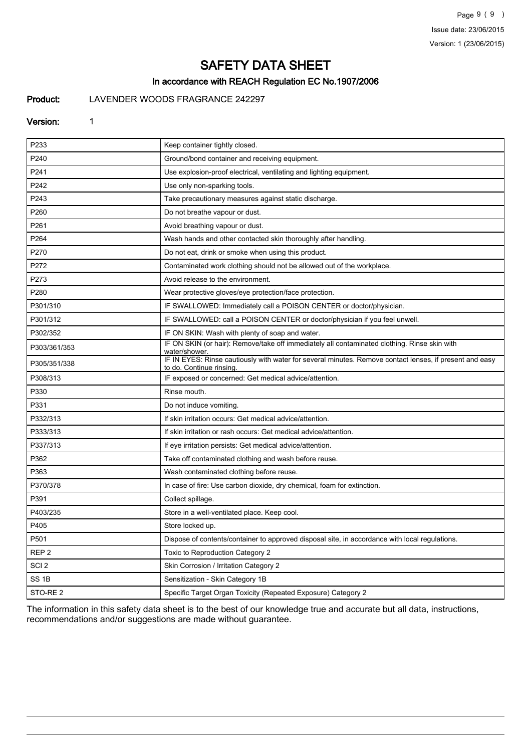# SAFETY DATA SHEET

## In accordance with REACH Regulation EC No.1907/2006

**Product:** LAVENDER WOODS FRAGRANCE 242297

**Version:** 1

| | |
|---|---|
| P233 | Keep container tightly closed. |
| P240 | Ground/bond container and receiving equipment. |
| P241 | Use explosion-proof electrical, ventilating and lighting equipment. |
| P242 | Use only non-sparking tools. |
| P243 | Take precautionary measures against static discharge. |
| P260 | Do not breathe vapour or dust. |
| P261 | Avoid breathing vapour or dust. |
| P264 | Wash hands and other contacted skin thoroughly after handling. |
| P270 | Do not eat, drink or smoke when using this product. |
| P272 | Contaminated work clothing should not be allowed out of the workplace. |
| P273 | Avoid release to the environment. |
| P280 | Wear protective gloves/eye protection/face protection. |
| P301/310 | IF SWALLOWED: Immediately call a POISON CENTER or doctor/physician. |
| P301/312 | IF SWALLOWED: call a POISON CENTER or doctor/physician if you feel unwell. |
| P302/352 | IF ON SKIN: Wash with plenty of soap and water. |
| P303/361/353 | IF ON SKIN (or hair): Remove/take off immediately all contaminated clothing. Rinse skin with water/shower. |
| P305/351/338 | IF IN EYES: Rinse cautiously with water for several minutes. Remove contact lenses, if present and easy to do. Continue rinsing. |
| P308/313 | IF exposed or concerned: Get medical advice/attention. |
| P330 | Rinse mouth. |
| P331 | Do not induce vomiting. |
| P332/313 | If skin irritation occurs: Get medical advice/attention. |
| P333/313 | If skin irritation or rash occurs: Get medical advice/attention. |
| P337/313 | If eye irritation persists: Get medical advice/attention. |
| P362 | Take off contaminated clothing and wash before reuse. |
| P363 | Wash contaminated clothing before reuse. |
| P370/378 | In case of fire: Use carbon dioxide, dry chemical, foam for extinction. |
| P391 | Collect spillage. |
| P403/235 | Store in a well-ventilated place. Keep cool. |
| P405 | Store locked up. |
| P501 | Dispose of contents/container to approved disposal site, in accordance with local regulations. |
| REP 2 | Toxic to Reproduction Category 2 |
| SCI 2 | Skin Corrosion / Irritation Category 2 |
| SS 1B | Sensitization - Skin Category 1B |
| STO-RE 2 | Specific Target Organ Toxicity (Repeated Exposure) Category 2 |

The information in this safety data sheet is to the best of our knowledge true and accurate but all data, instructions, recommendations and/or suggestions are made without guarantee.